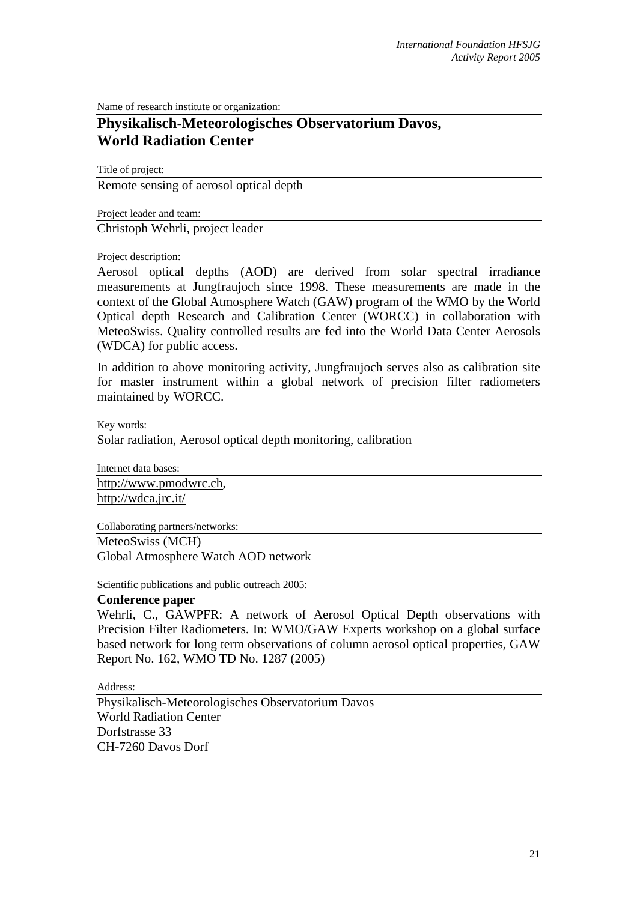Name of research institute or organization:

# Physikalisch-Meteorologisches Observatorium Davos, World Radiation Center

Title of project:

Remote sensing of aerosol optical depth

Project leader and team:

Christoph Wehrli, project leader

Project description:

Aerosol optical depths (AOD) are derived from solar spectral irradiance measurements at Jungfraujoch since 1998. These measurements are made in the context of the Global Atmosphere Watch (GAW) program of the WMO by the World Optical depth Research and Calibration Center (WORCC) in collaboration with MeteoSwiss. Quality controlled results are fed into the World Data Center Aerosols (WDCA) for public access.

In addition to above monitoring activity, Jungfraujoch serves also as calibration site for master instrument within a global network of precision filter radiometers maintained by WORCC.

Key words:

Solar radiation, Aerosol optical depth monitoring, calibration

Internet data bases:

http://www.pmodwrc.ch,
http://wdca.jrc.it/

Collaborating partners/networks:

MeteoSwiss (MCH)
Global Atmosphere Watch AOD network

Scientific publications and public outreach 2005:

**Conference paper**

Wehrli, C., GAWPFR: A network of Aerosol Optical Depth observations with Precision Filter Radiometers. In: WMO/GAW Experts workshop on a global surface based network for long term observations of column aerosol optical properties, GAW Report No. 162, WMO TD No. 1287 (2005)

Address:

Physikalisch-Meteorologisches Observatorium Davos
World Radiation Center
Dorfstrasse 33
CH-7260 Davos Dorf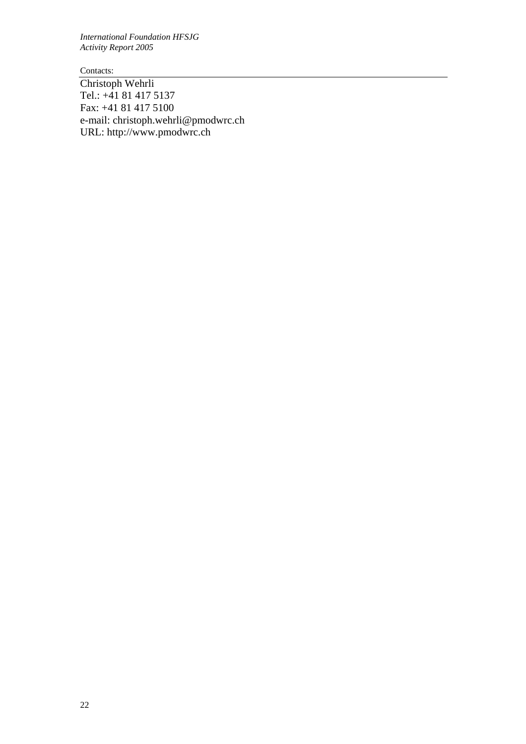Contacts:

Christoph Wehrli
Tel.: +41 81 417 5137
Fax: +41 81 417 5100
e-mail: christoph.wehrli@pmodwrc.ch
URL: http://www.pmodwrc.ch